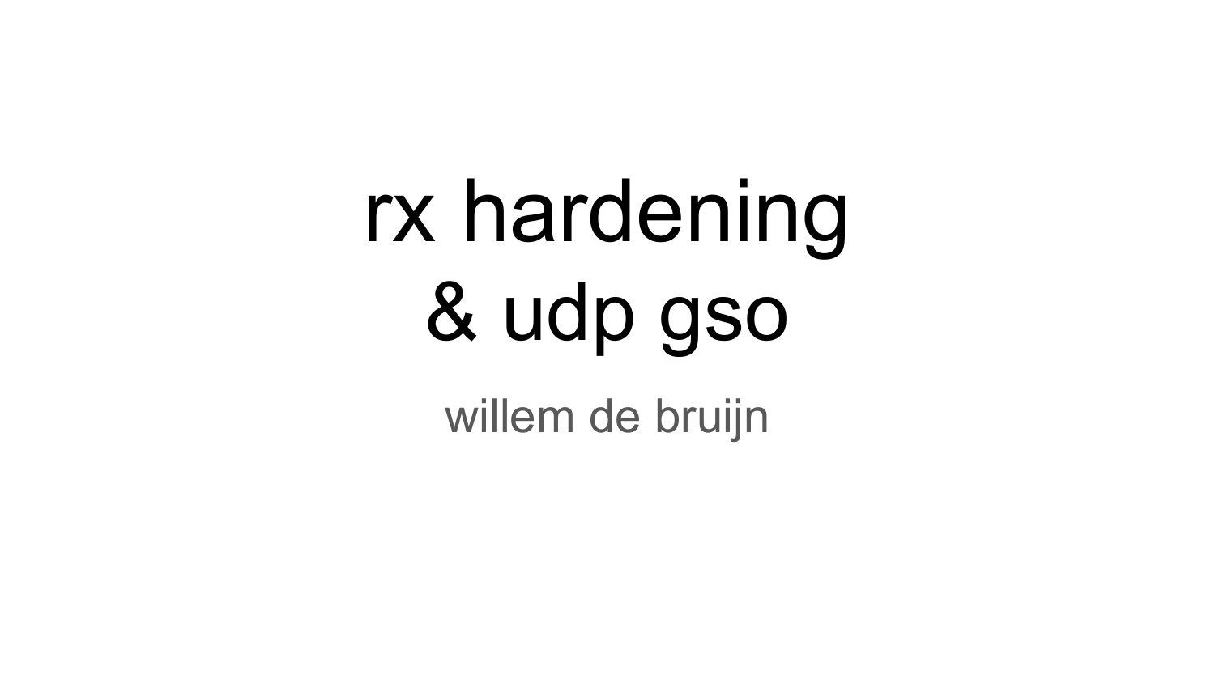# rx hardening & udp gso

willem de bruijn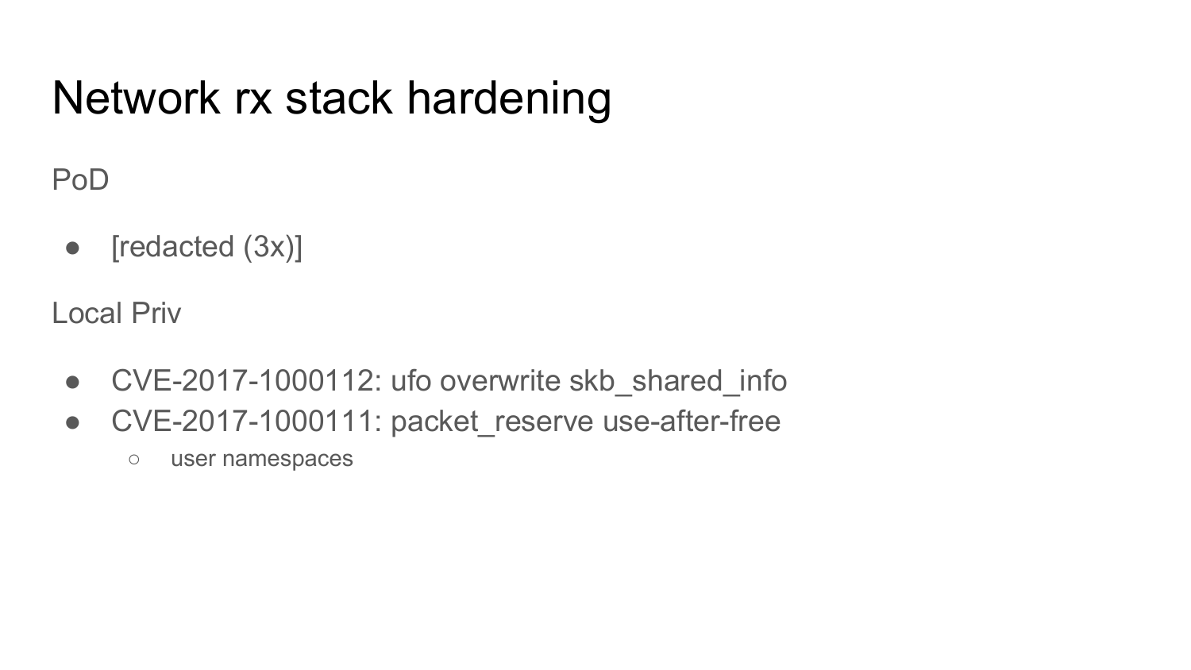# Network rx stack hardening

PoD

- [redacted (3x)]

Local Priv

- CVE-2017-1000112: ufo overwrite skb_shared_info
- CVE-2017-1000111: packet_reserve use-after-free
    - user namespaces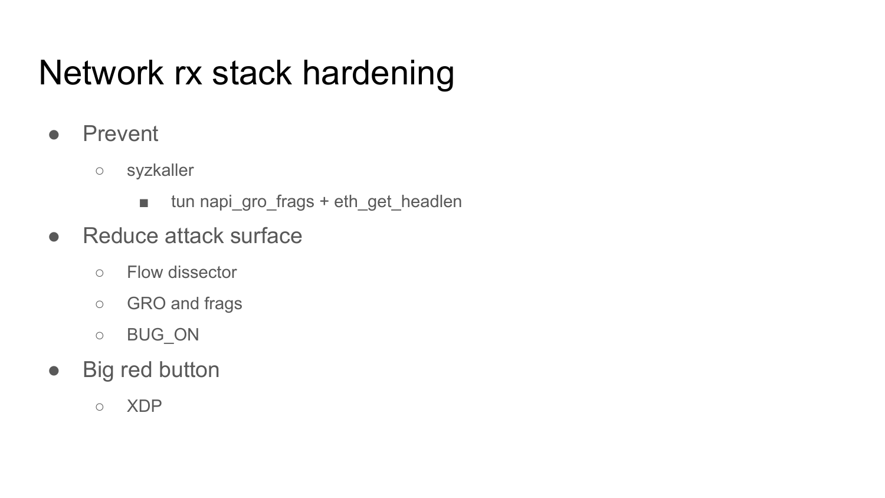# Network rx stack hardening

- Prevent
  - syzkaller
    - tun napi_gro_frags + eth_get_headlen
- Reduce attack surface
  - Flow dissector
  - GRO and frags
  - BUG_ON
- Big red button
  - XDP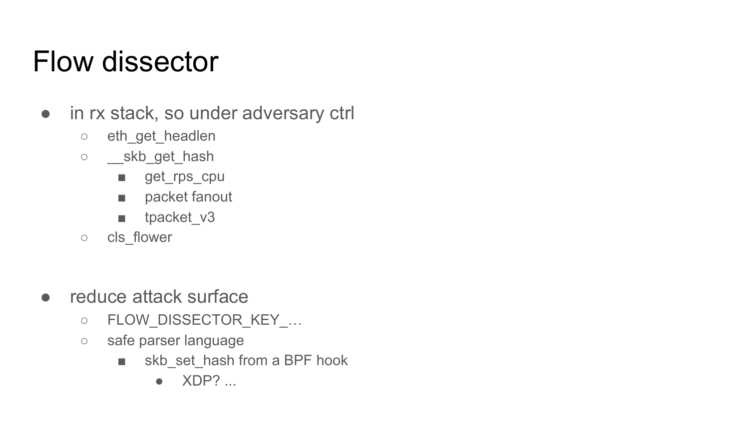# Flow dissector

- in rx stack, so under adversary ctrl
  - eth_get_headlen
  - __skb_get_hash
    - get_rps_cpu
    - packet fanout
    - tpacket_v3
  - cls_flower

- reduce attack surface
  - FLOW_DISSECTOR_KEY_…
  - safe parser language
    - skb_set_hash from a BPF hook
      - XDP? ...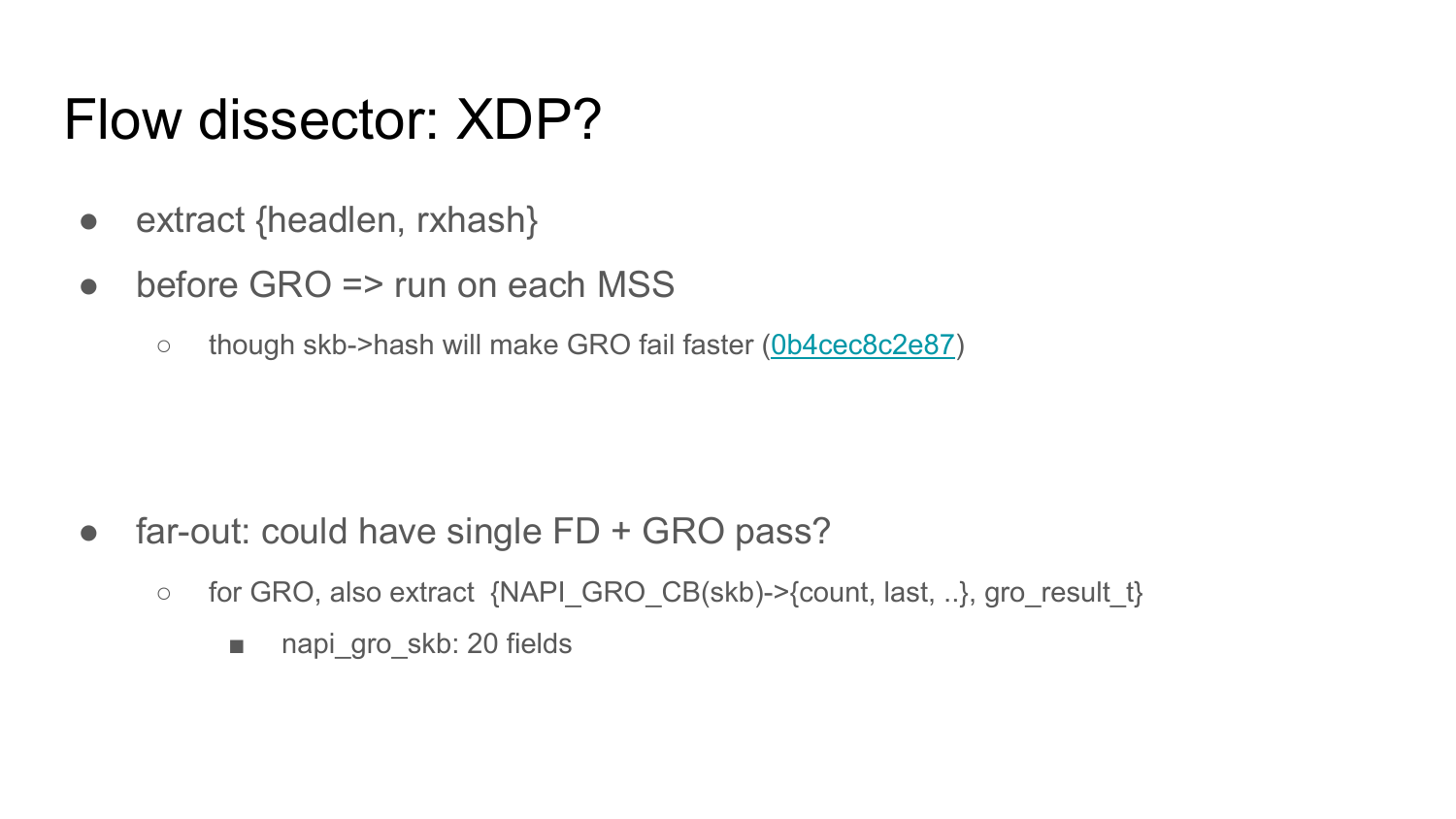# Flow dissector: XDP?

- extract {headlen, rxhash}
- before GRO => run on each MSS
  - though skb->hash will make GRO fail faster ([0b4cec8c2e87](0b4cec8c2e87))

- far-out: could have single FD + GRO pass?
  - for GRO, also extract {NAPI_GRO_CB(skb)->{count, last, ..}, gro_result_t}
    - napi_gro_skb: 20 fields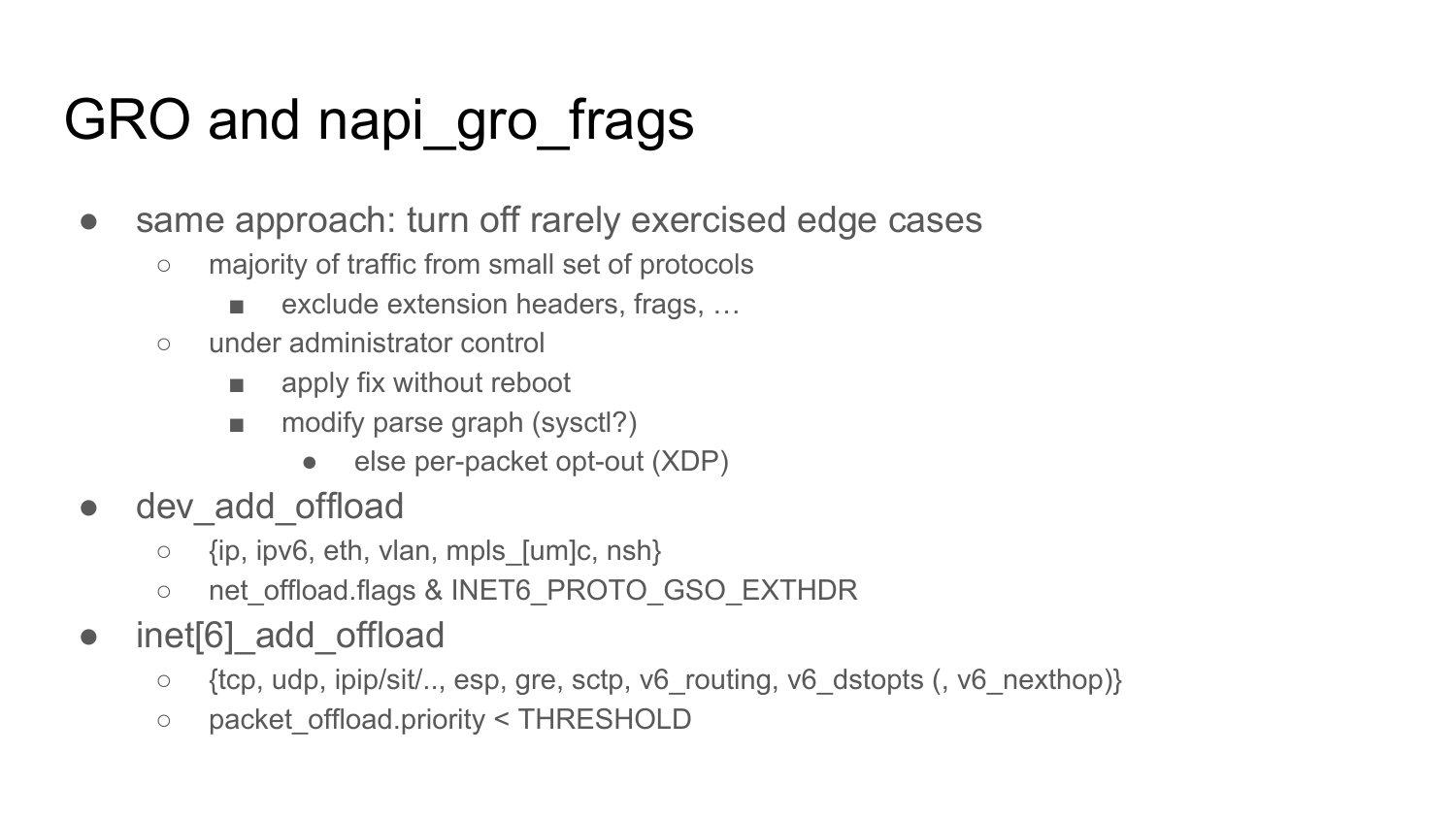# GRO and napi_gro_frags

- same approach: turn off rarely exercised edge cases
    - majority of traffic from small set of protocols
        - exclude extension headers, frags, …
    - under administrator control
        - apply fix without reboot
        - modify parse graph (sysctl?)
            - else per-packet opt-out (XDP)
- dev_add_offload
    - {ip, ipv6, eth, vlan, mpls_[um]c, nsh}
    - net_offload.flags & INET6_PROTO_GSO_EXTHDR
- inet[6]_add_offload
    - {tcp, udp, ipip/sit/.., esp, gre, sctp, v6_routing, v6_dstopts (, v6_nexthop)}
    - packet_offload.priority < THRESHOLD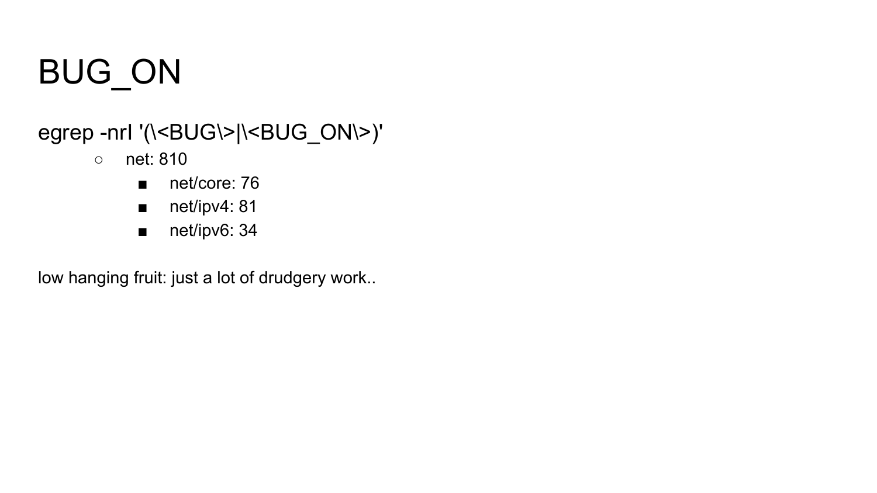# BUG_ON

egrep -nrI '(\<BUG\>|\<BUG_ON\>)'

- net: 810
  - net/core: 76
  - net/ipv4: 81
  - net/ipv6: 34

low hanging fruit: just a lot of drudgery work..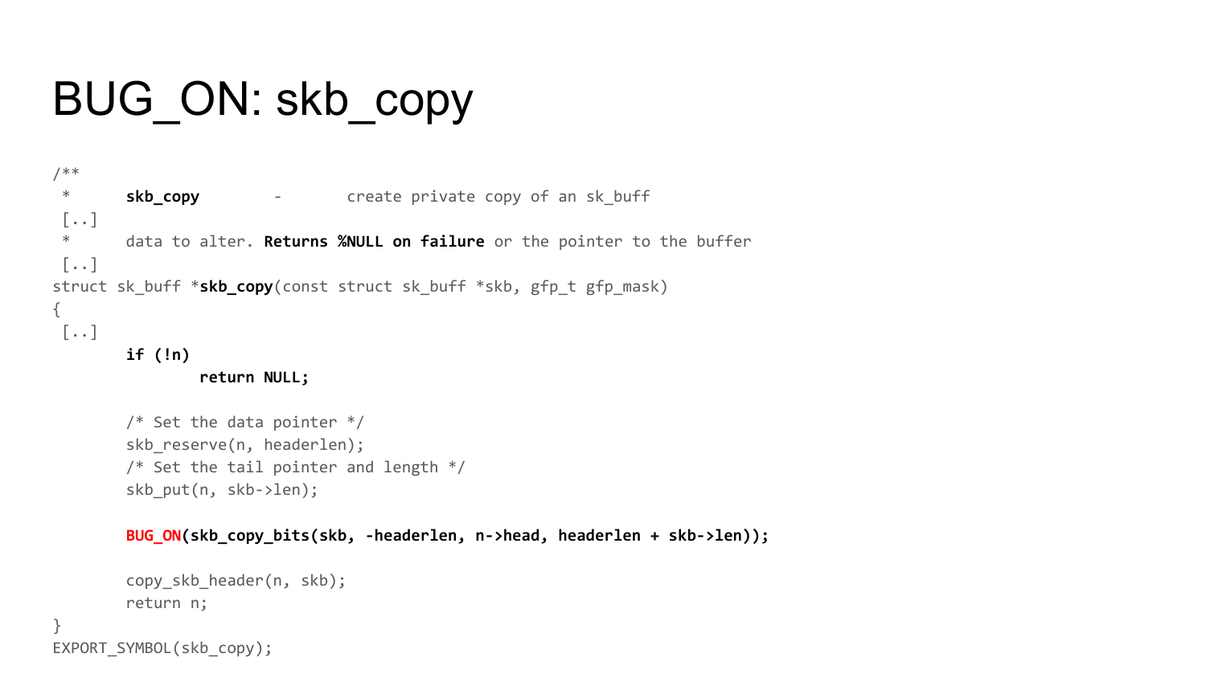# BUG_ON: skb_copy

```
/**
 *      skb_copy        -       create private copy of an sk_buff
 [..]
 *      data to alter. Returns %NULL on failure or the pointer to the buffer
 [..]
struct sk_buff *skb_copy(const struct sk_buff *skb, gfp_t gfp_mask)
{
 [..]
        if (!n)
                return NULL;

        /* Set the data pointer */
        skb_reserve(n, headerlen);
        /* Set the tail pointer and length */
        skb_put(n, skb->len);

        BUG_ON(skb_copy_bits(skb, -headerlen, n->head, headerlen + skb->len));

        copy_skb_header(n, skb);
        return n;
}
EXPORT_SYMBOL(skb_copy);
```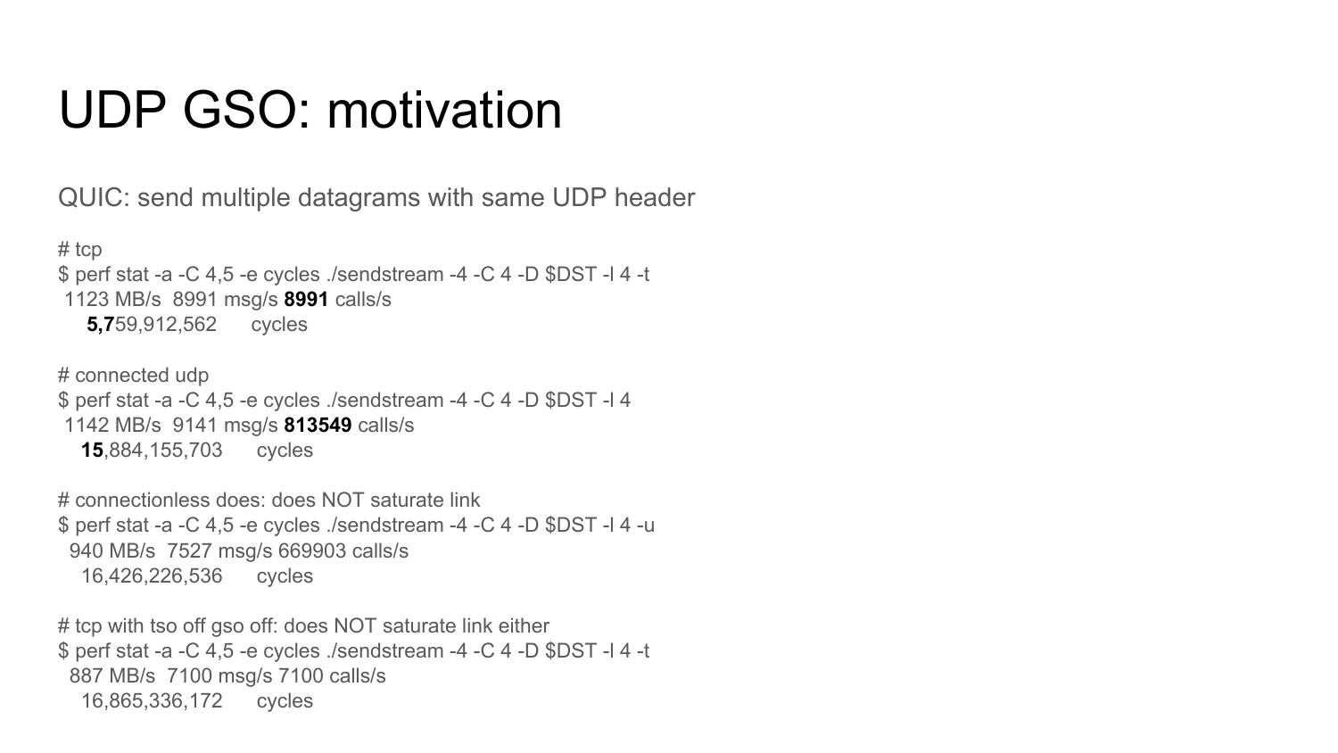# UDP GSO: motivation

QUIC: send multiple datagrams with same UDP header

\# tcp
$ perf stat -a -C 4,5 -e cycles ./sendstream -4 -C 4 -D $DST -l 4 -t
 1123 MB/s  8991 msg/s **8991** calls/s
 **5,7**59,912,562      cycles

\# connected udp
$ perf stat -a -C 4,5 -e cycles ./sendstream -4 -C 4 -D $DST -l 4
 1142 MB/s  9141 msg/s **813549** calls/s
 **15**,884,155,703      cycles

\# connectionless does: does NOT saturate link
$ perf stat -a -C 4,5 -e cycles ./sendstream -4 -C 4 -D $DST -l 4 -u
 940 MB/s  7527 msg/s 669903 calls/s
 16,426,226,536      cycles

\# tcp with tso off gso off: does NOT saturate link either
$ perf stat -a -C 4,5 -e cycles ./sendstream -4 -C 4 -D $DST -l 4 -t
 887 MB/s  7100 msg/s 7100 calls/s
 16,865,336,172      cycles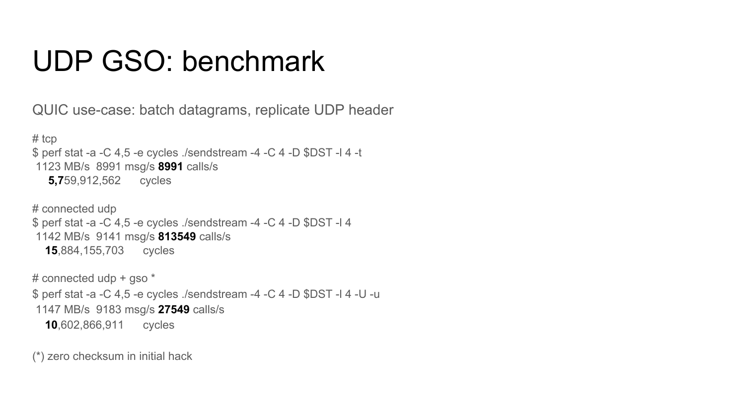# UDP GSO: benchmark

QUIC use-case: batch datagrams, replicate UDP header

# tcp
$ perf stat -a -C 4,5 -e cycles ./sendstream -4 -C 4 -D $DST -l 4 -t
 1123 MB/s  8991 msg/s **8991** calls/s
 **5,7**59,912,562      cycles

# connected udp
$ perf stat -a -C 4,5 -e cycles ./sendstream -4 -C 4 -D $DST -l 4
 1142 MB/s  9141 msg/s **813549** calls/s
 **15**,884,155,703      cycles

# connected udp + gso *
$ perf stat -a -C 4,5 -e cycles ./sendstream -4 -C 4 -D $DST -l 4 -U -u
 1147 MB/s  9183 msg/s **27549** calls/s
 **10**,602,866,911      cycles

(*) zero checksum in initial hack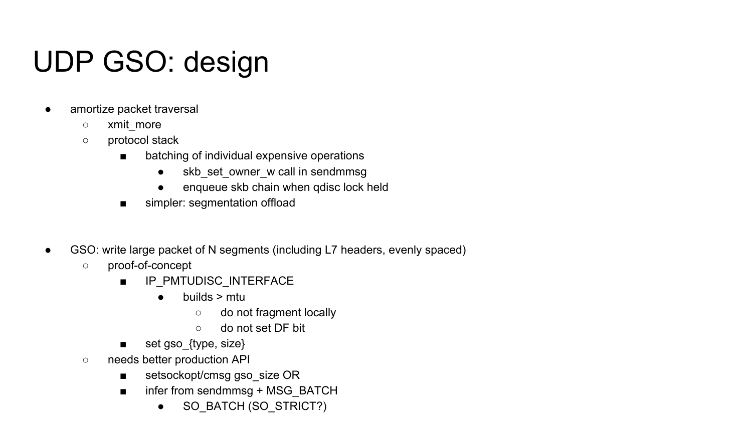# UDP GSO: design

- amortize packet traversal
  - xmit_more
  - protocol stack
    - batching of individual expensive operations
      - skb_set_owner_w call in sendmmsg
      - enqueue skb chain when qdisc lock held
    - simpler: segmentation offload

- GSO: write large packet of N segments (including L7 headers, evenly spaced)
  - proof-of-concept
    - IP_PMTUDISC_INTERFACE
      - builds > mtu
        - do not fragment locally
        - do not set DF bit
    - set gso_{type, size}
  - needs better production API
    - setsockopt/cmsg gso_size OR
    - infer from sendmmsg + MSG_BATCH
      - SO_BATCH (SO_STRICT?)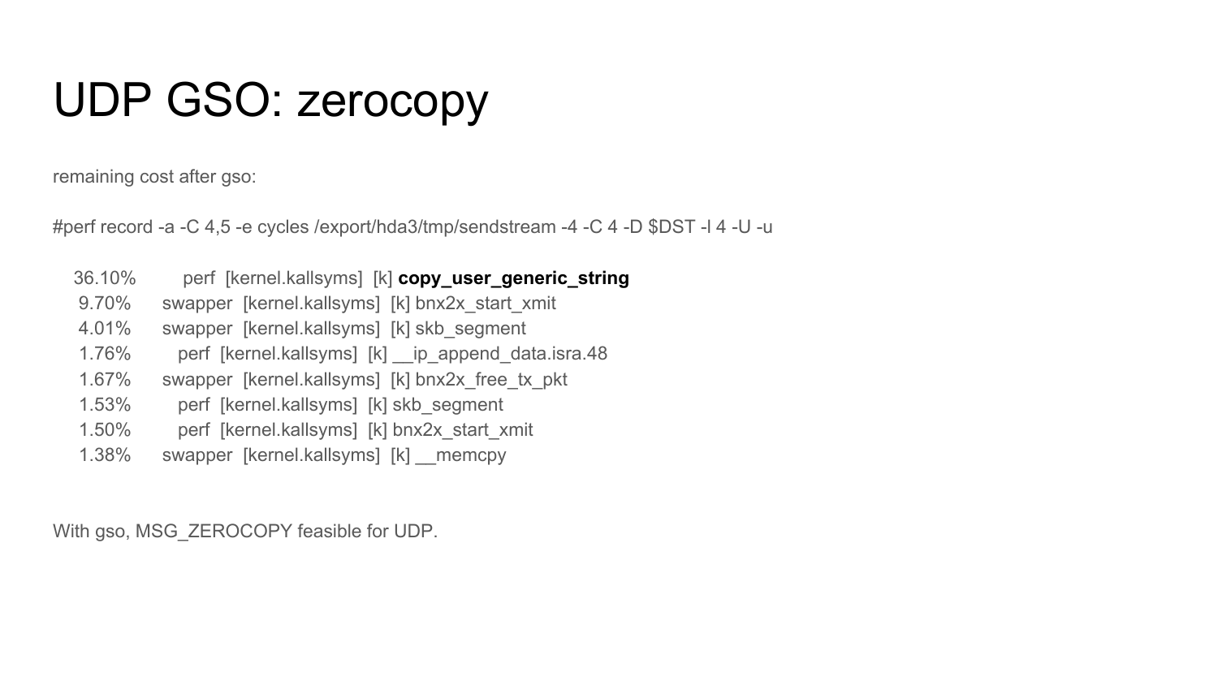# UDP GSO: zerocopy

remaining cost after gso:

#perf record -a -C 4,5 -e cycles /export/hda3/tmp/sendstream -4 -C 4 -D $DST -l 4 -U -u

```
36.10%   perf     [kernel.kallsyms]  [k] copy_user_generic_string
 9.70%   swapper  [kernel.kallsyms]  [k] bnx2x_start_xmit
 4.01%   swapper  [kernel.kallsyms]  [k] skb_segment
 1.76%   perf     [kernel.kallsyms]  [k] __ip_append_data.isra.48
 1.67%   swapper  [kernel.kallsyms]  [k] bnx2x_free_tx_pkt
 1.53%   perf     [kernel.kallsyms]  [k] skb_segment
 1.50%   perf     [kernel.kallsyms]  [k] bnx2x_start_xmit
 1.38%   swapper  [kernel.kallsyms]  [k] __memcpy
```

With gso, MSG_ZEROCOPY feasible for UDP.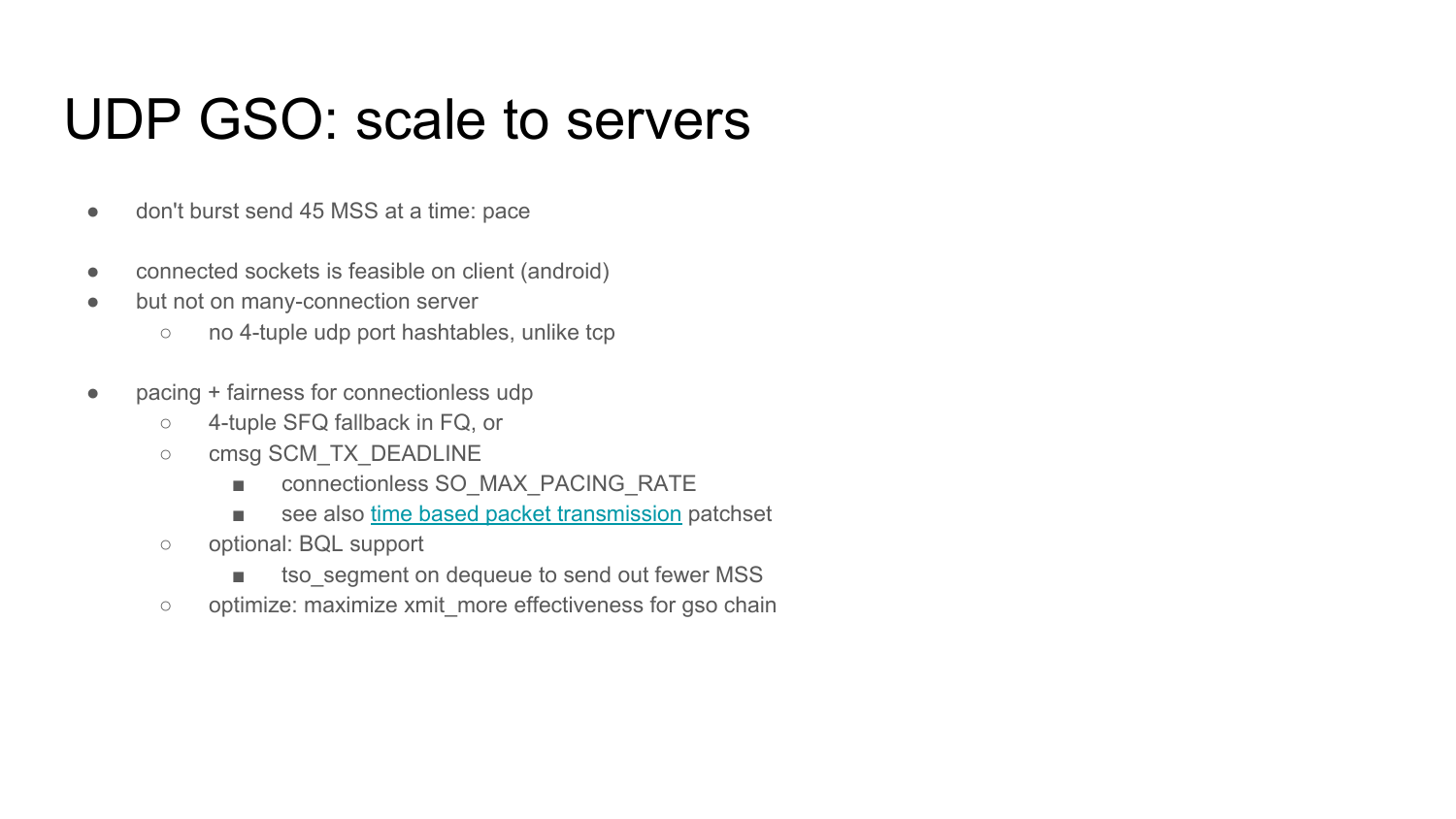# UDP GSO: scale to servers

- don't burst send 45 MSS at a time: pace

- connected sockets is feasible on client (android)
- but not on many-connection server
  - no 4-tuple udp port hashtables, unlike tcp

- pacing + fairness for connectionless udp
  - 4-tuple SFQ fallback in FQ, or
  - cmsg SCM_TX_DEADLINE
    - connectionless SO_MAX_PACING_RATE
    - see also time based packet transmission patchset
  - optional: BQL support
    - tso_segment on dequeue to send out fewer MSS
  - optimize: maximize xmit_more effectiveness for gso chain